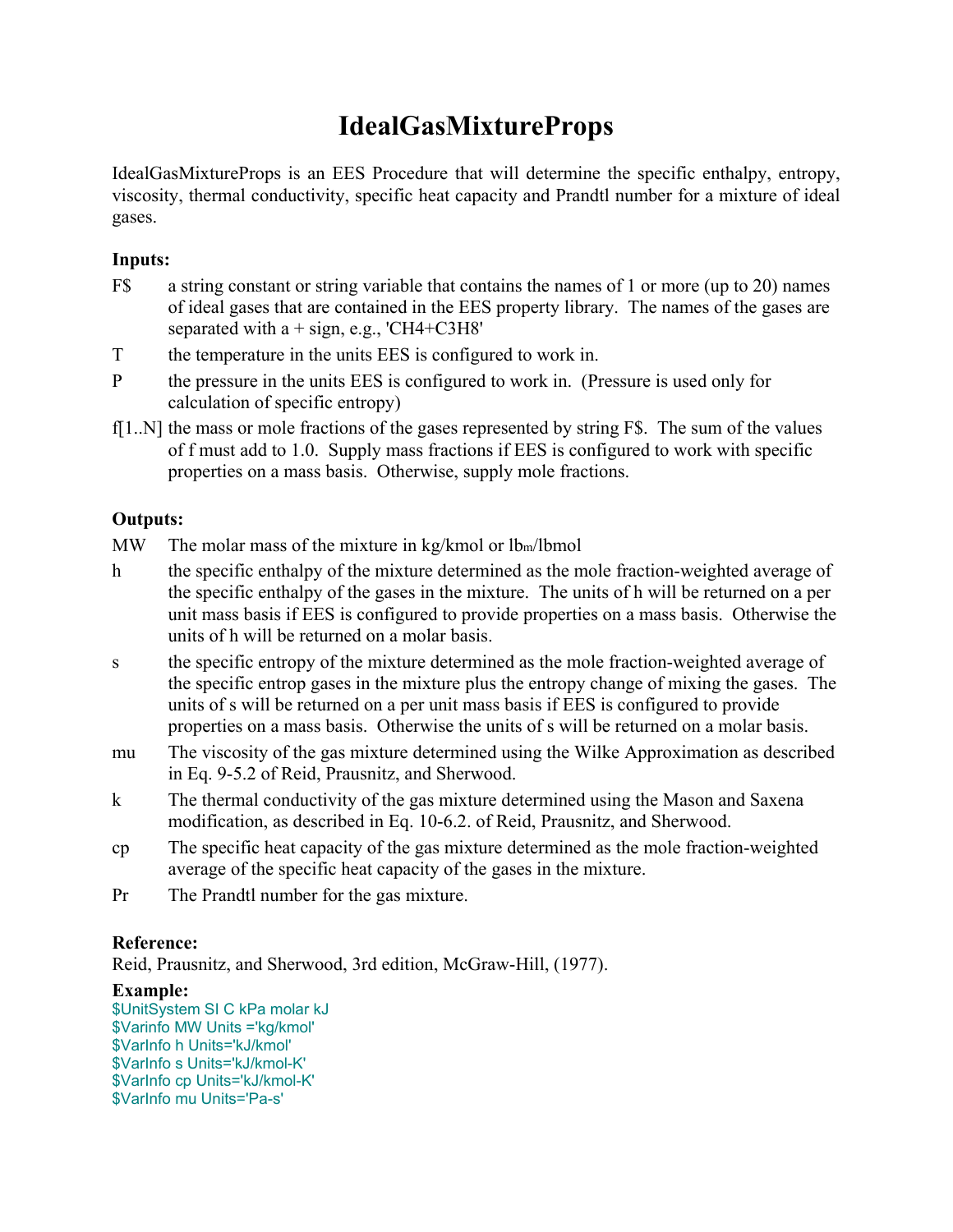# IdealGasMixtureProps

IdealGasMixtureProps is an EES Procedure that will determine the specific enthalpy, entropy, viscosity, thermal conductivity, specific heat capacity and Prandtl number for a mixture of ideal gases.

**Inputs:**

- F$ — a string constant or string variable that contains the names of 1 or more (up to 20) names of ideal gases that are contained in the EES property library. The names of the gases are separated with a + sign, e.g., 'CH4+C3H8'
- T — the temperature in the units EES is configured to work in.
- P — the pressure in the units EES is configured to work in. (Pressure is used only for calculation of specific entropy)
- f[1..N] — the mass or mole fractions of the gases represented by string F$. The sum of the values of f must add to 1.0. Supply mass fractions if EES is configured to work with specific properties on a mass basis. Otherwise, supply mole fractions.

**Outputs:**

- MW — The molar mass of the mixture in kg/kmol or $lb_m$/lbmol
- h — the specific enthalpy of the mixture determined as the mole fraction-weighted average of the specific enthalpy of the gases in the mixture. The units of h will be returned on a per unit mass basis if EES is configured to provide properties on a mass basis. Otherwise the units of h will be returned on a molar basis.
- s — the specific entropy of the mixture determined as the mole fraction-weighted average of the specific entrop gases in the mixture plus the entropy change of mixing the gases. The units of s will be returned on a per unit mass basis if EES is configured to provide properties on a mass basis. Otherwise the units of s will be returned on a molar basis.
- mu — The viscosity of the gas mixture determined using the Wilke Approximation as described in Eq. 9-5.2 of Reid, Prausnitz, and Sherwood.
- k — The thermal conductivity of the gas mixture determined using the Mason and Saxena modification, as described in Eq. 10-6.2. of Reid, Prausnitz, and Sherwood.
- cp — The specific heat capacity of the gas mixture determined as the mole fraction-weighted average of the specific heat capacity of the gases in the mixture.
- Pr — The Prandtl number for the gas mixture.

**Reference:**

Reid, Prausnitz, and Sherwood, 3rd edition, McGraw-Hill, (1977).

**Example:**

```
$UnitSystem SI C kPa molar kJ
$Varinfo MW Units ='kg/kmol'
$VarInfo h Units='kJ/kmol'
$VarInfo s Units='kJ/kmol-K'
$VarInfo cp Units='kJ/kmol-K'
$VarInfo mu Units='Pa-s'
```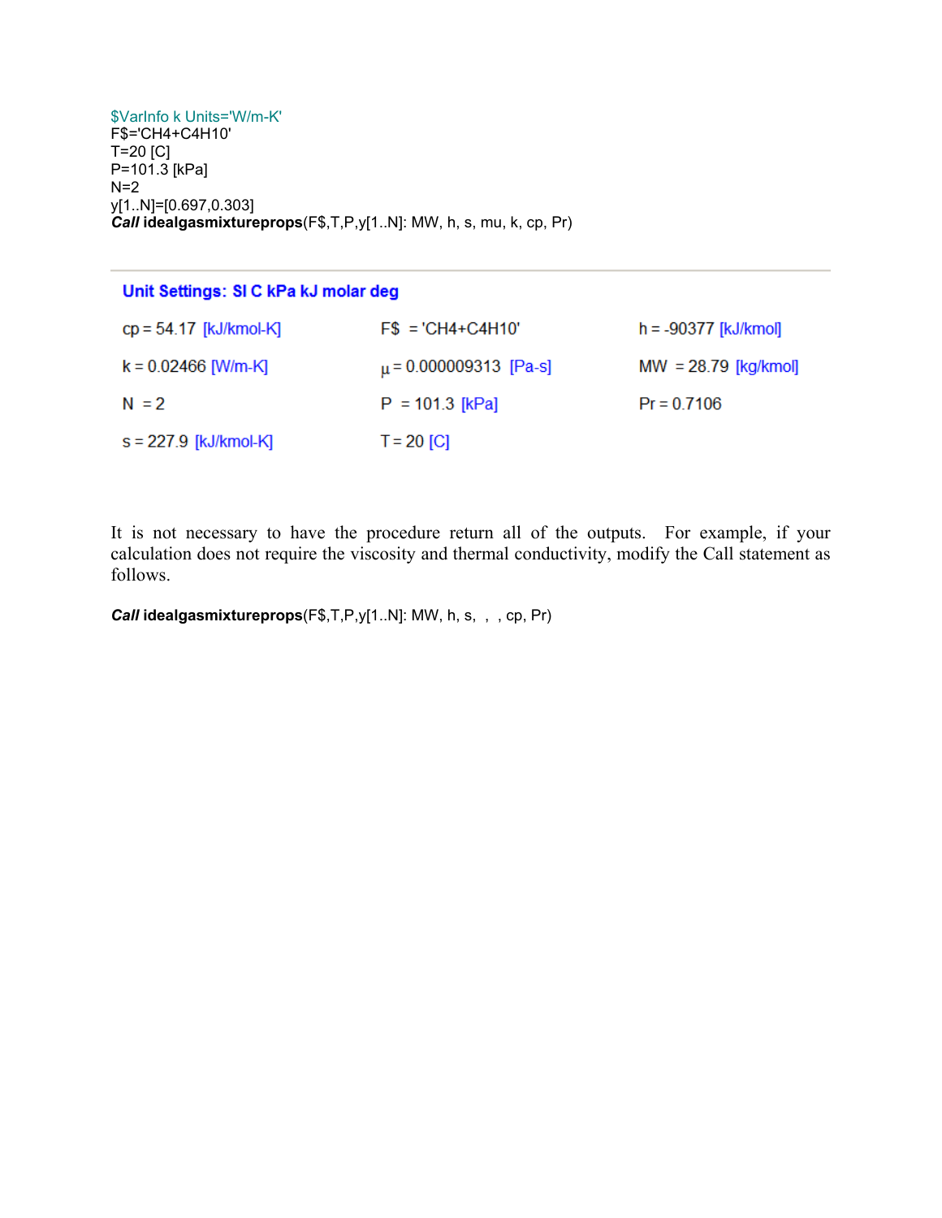```
$VarInfo k Units='W/m-K'
F$='CH4+C4H10'
T=20 [C]
P=101.3 [kPa]
N=2
y[1..N]=[0.697,0.303]
Call idealgasmixtureprops(F$,T,P,y[1..N]: MW, h, s, mu, k, cp, Pr)
```

---

**Unit Settings: SI C kPa kJ molar deg**

| | | |
|---|---|---|
| cp = 54.17 [kJ/kmol-K] | F$ = 'CH4+C4H10' | h = -90377 [kJ/kmol] |
| k = 0.02466 [W/m-K] | $\mu$ = 0.000009313 [Pa-s] | MW = 28.79 [kg/kmol] |
| N = 2 | P = 101.3 [kPa] | Pr = 0.7106 |
| s = 227.9 [kJ/kmol-K] | T = 20 [C] | |

It is not necessary to have the procedure return all of the outputs. For example, if your calculation does not require the viscosity and thermal conductivity, modify the Call statement as follows.

```
Call idealgasmixtureprops(F$,T,P,y[1..N]: MW, h, s, , , cp, Pr)
```